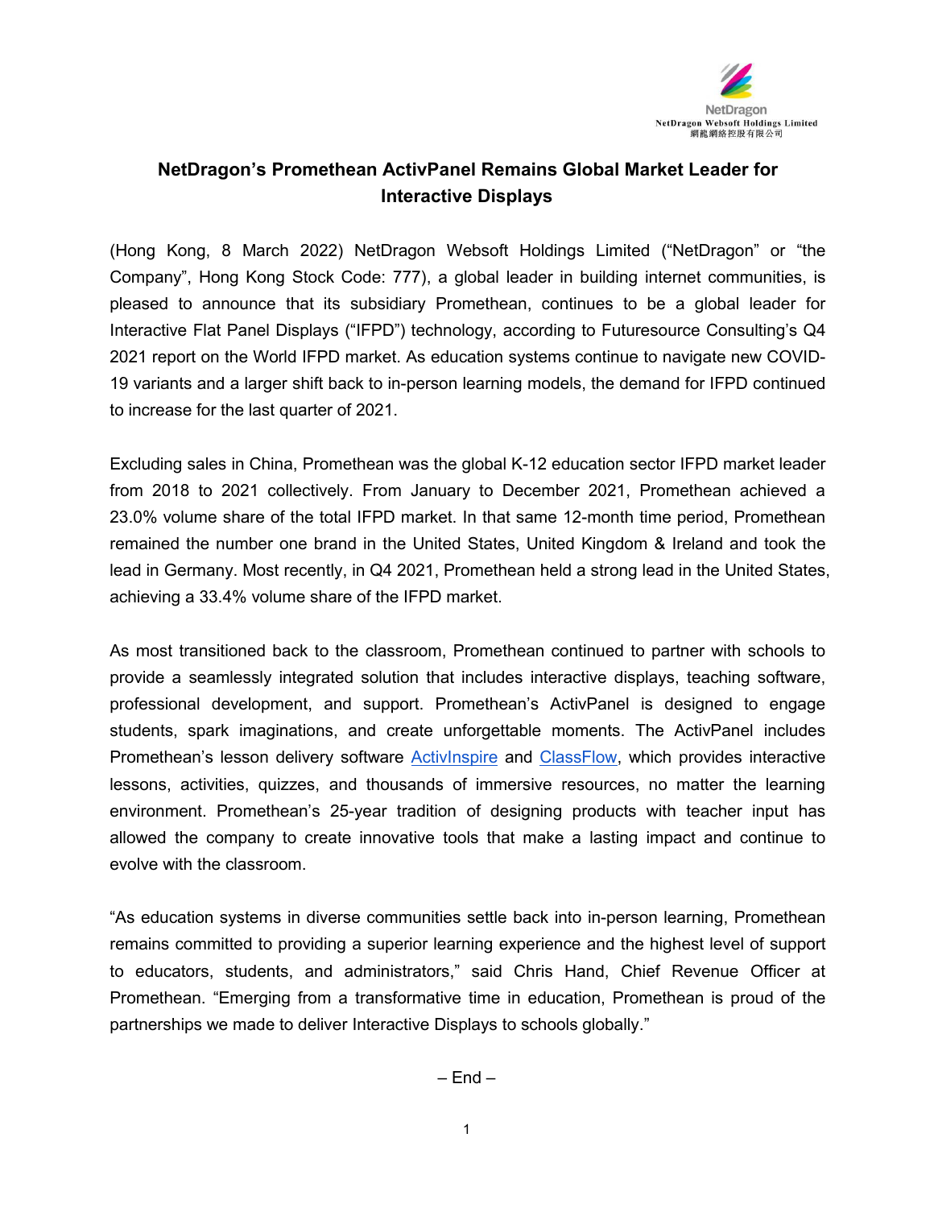NetDragon
NetDragon Websoft Holdings Limited
網龍網絡控股有限公司

# NetDragon's Promethean ActivPanel Remains Global Market Leader for Interactive Displays

(Hong Kong, 8 March 2022) NetDragon Websoft Holdings Limited ("NetDragon" or "the Company", Hong Kong Stock Code: 777), a global leader in building internet communities, is pleased to announce that its subsidiary Promethean, continues to be a global leader for Interactive Flat Panel Displays ("IFPD") technology, according to Futuresource Consulting's Q4 2021 report on the World IFPD market. As education systems continue to navigate new COVID-19 variants and a larger shift back to in-person learning models, the demand for IFPD continued to increase for the last quarter of 2021.

Excluding sales in China, Promethean was the global K-12 education sector IFPD market leader from 2018 to 2021 collectively. From January to December 2021, Promethean achieved a 23.0% volume share of the total IFPD market. In that same 12-month time period, Promethean remained the number one brand in the United States, United Kingdom & Ireland and took the lead in Germany. Most recently, in Q4 2021, Promethean held a strong lead in the United States, achieving a 33.4% volume share of the IFPD market.

As most transitioned back to the classroom, Promethean continued to partner with schools to provide a seamlessly integrated solution that includes interactive displays, teaching software, professional development, and support. Promethean's ActivPanel is designed to engage students, spark imaginations, and create unforgettable moments. The ActivPanel includes Promethean's lesson delivery software ActivInspire and ClassFlow, which provides interactive lessons, activities, quizzes, and thousands of immersive resources, no matter the learning environment. Promethean's 25-year tradition of designing products with teacher input has allowed the company to create innovative tools that make a lasting impact and continue to evolve with the classroom.

"As education systems in diverse communities settle back into in-person learning, Promethean remains committed to providing a superior learning experience and the highest level of support to educators, students, and administrators," said Chris Hand, Chief Revenue Officer at Promethean. "Emerging from a transformative time in education, Promethean is proud of the partnerships we made to deliver Interactive Displays to schools globally."

– End –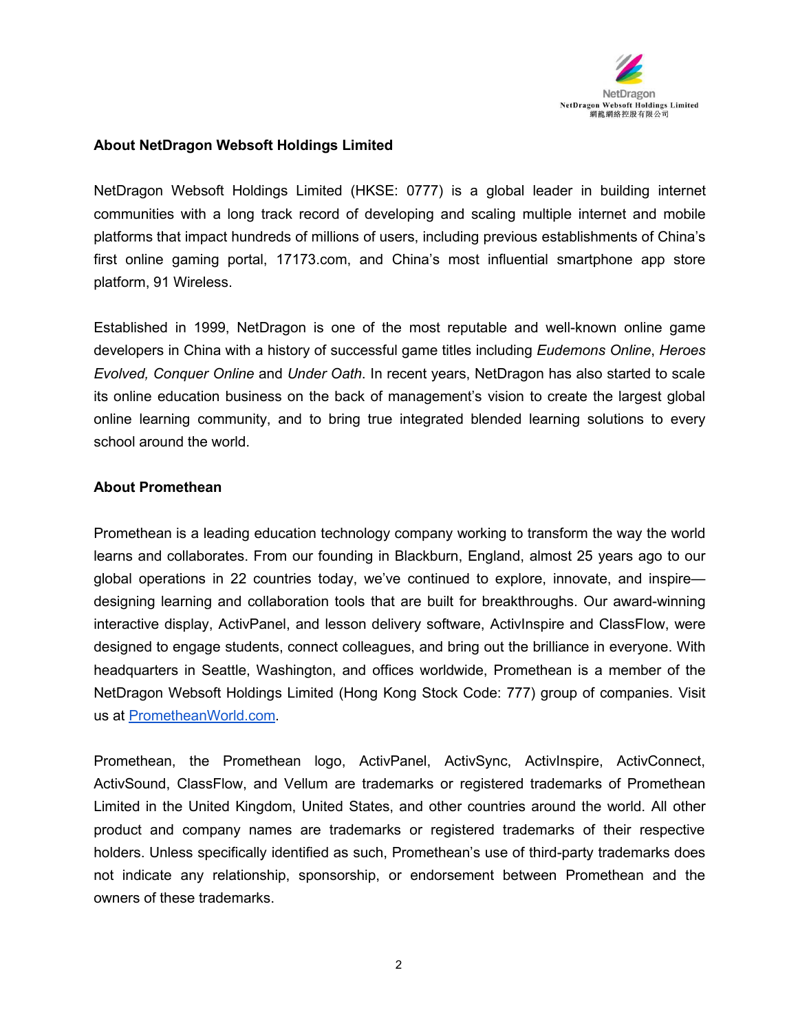**About NetDragon Websoft Holdings Limited**

NetDragon Websoft Holdings Limited (HKSE: 0777) is a global leader in building internet communities with a long track record of developing and scaling multiple internet and mobile platforms that impact hundreds of millions of users, including previous establishments of China's first online gaming portal, 17173.com, and China's most influential smartphone app store platform, 91 Wireless.

Established in 1999, NetDragon is one of the most reputable and well-known online game developers in China with a history of successful game titles including *Eudemons Online*, *Heroes Evolved, Conquer Online* and *Under Oath*. In recent years, NetDragon has also started to scale its online education business on the back of management's vision to create the largest global online learning community, and to bring true integrated blended learning solutions to every school around the world.

**About Promethean**

Promethean is a leading education technology company working to transform the way the world learns and collaborates. From our founding in Blackburn, England, almost 25 years ago to our global operations in 22 countries today, we've continued to explore, innovate, and inspire—designing learning and collaboration tools that are built for breakthroughs. Our award-winning interactive display, ActivPanel, and lesson delivery software, ActivInspire and ClassFlow, were designed to engage students, connect colleagues, and bring out the brilliance in everyone. With headquarters in Seattle, Washington, and offices worldwide, Promethean is a member of the NetDragon Websoft Holdings Limited (Hong Kong Stock Code: 777) group of companies. Visit us at [PrometheanWorld.com](PrometheanWorld.com).

Promethean, the Promethean logo, ActivPanel, ActivSync, ActivInspire, ActivConnect, ActivSound, ClassFlow, and Vellum are trademarks or registered trademarks of Promethean Limited in the United Kingdom, United States, and other countries around the world. All other product and company names are trademarks or registered trademarks of their respective holders. Unless specifically identified as such, Promethean's use of third-party trademarks does not indicate any relationship, sponsorship, or endorsement between Promethean and the owners of these trademarks.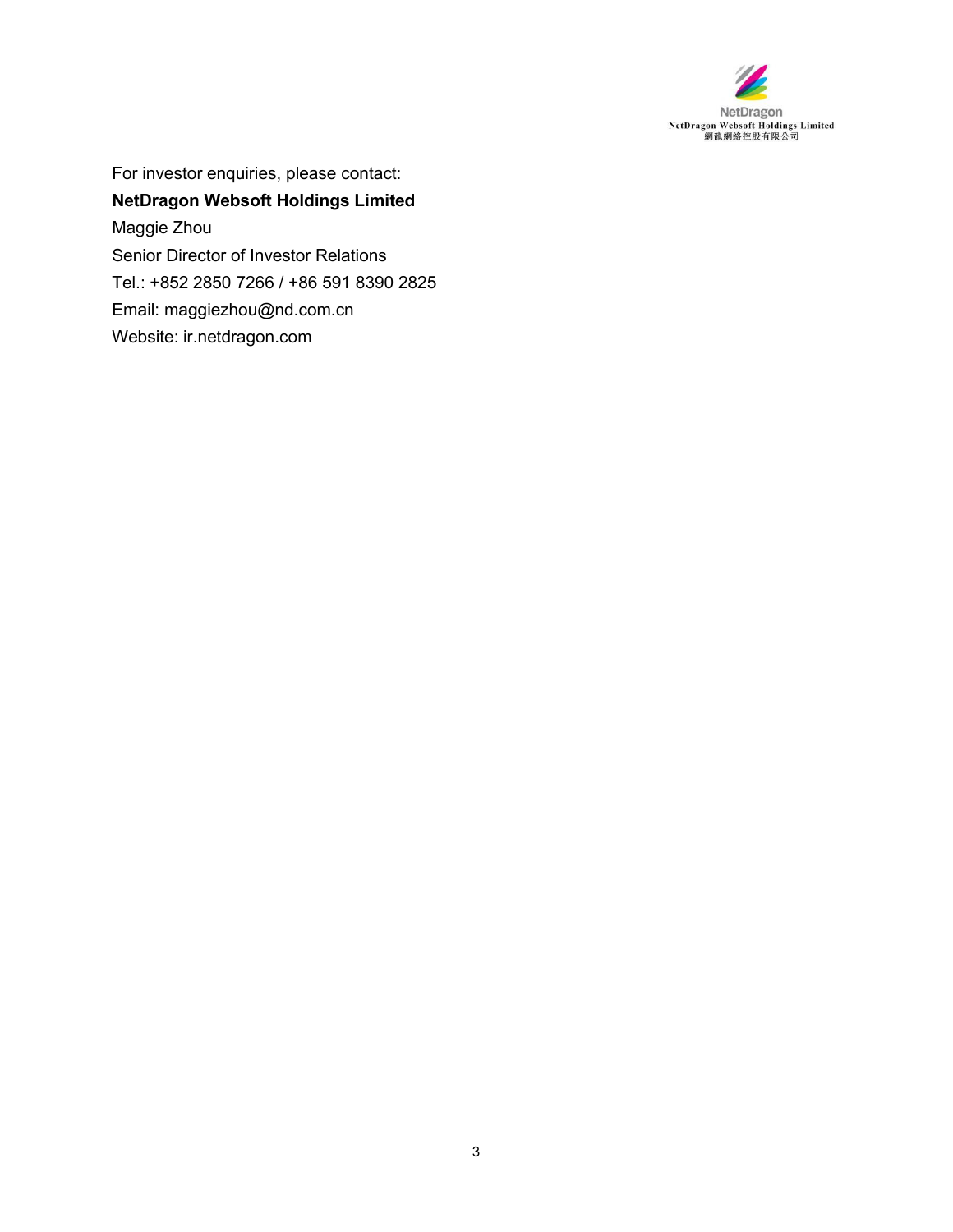For investor enquiries, please contact:

**NetDragon Websoft Holdings Limited**

Maggie Zhou

Senior Director of Investor Relations

Tel.: +852 2850 7266 / +86 591 8390 2825

Email: maggiezhou@nd.com.cn

Website: ir.netdragon.com